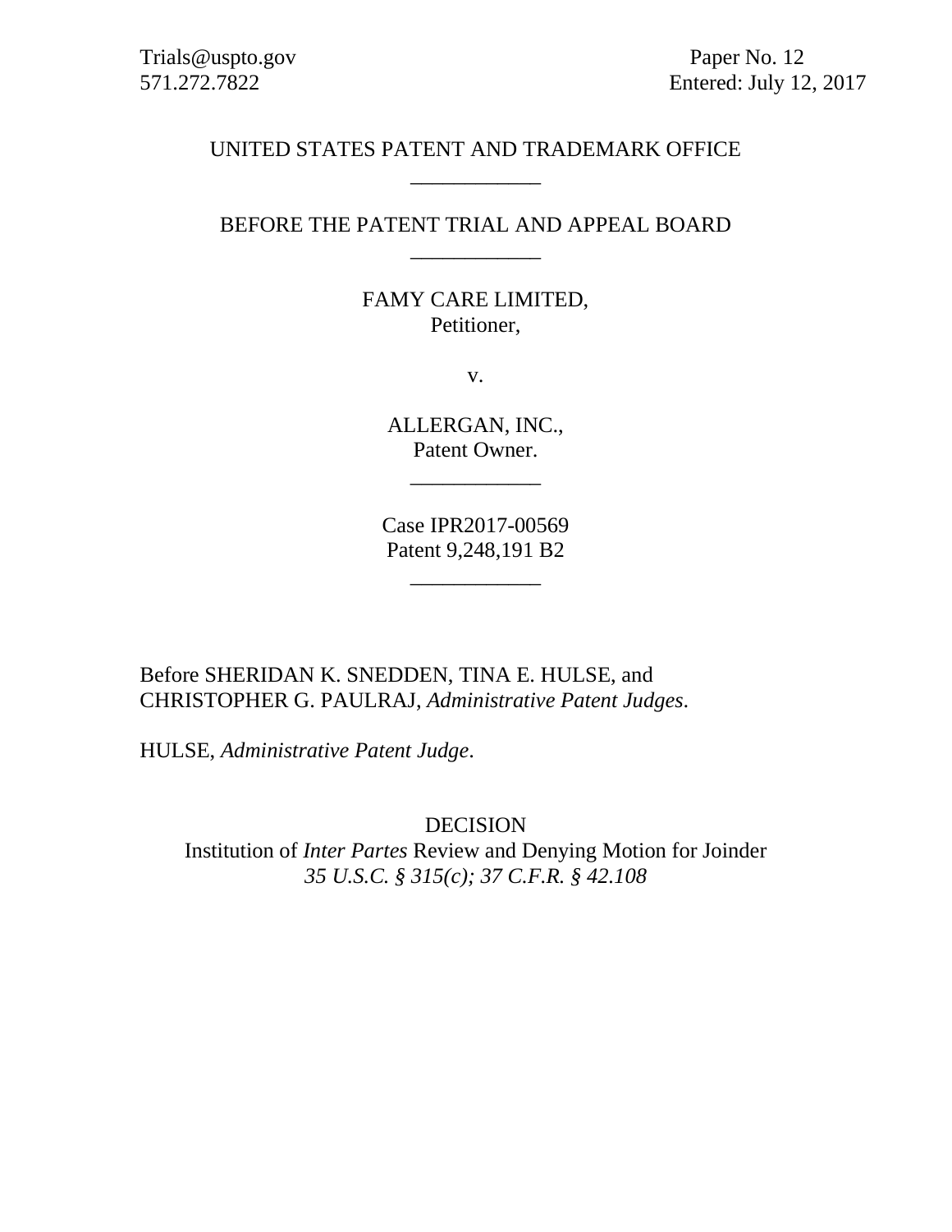Trials@uspto.gov
571.272.7822

Paper No. 12
Entered: July 12, 2017

UNITED STATES PATENT AND TRADEMARK OFFICE

____________

BEFORE THE PATENT TRIAL AND APPEAL BOARD

____________

FAMY CARE LIMITED,
Petitioner,

v.

ALLERGAN, INC.,
Patent Owner.

____________

Case IPR2017-00569
Patent 9,248,191 B2

____________

Before SHERIDAN K. SNEDDEN, TINA E. HULSE, and CHRISTOPHER G. PAULRAJ, *Administrative Patent Judges*.

HULSE, *Administrative Patent Judge*.

DECISION
Institution of *Inter Partes* Review and Denying Motion for Joinder
*35 U.S.C. § 315(c); 37 C.F.R. § 42.108*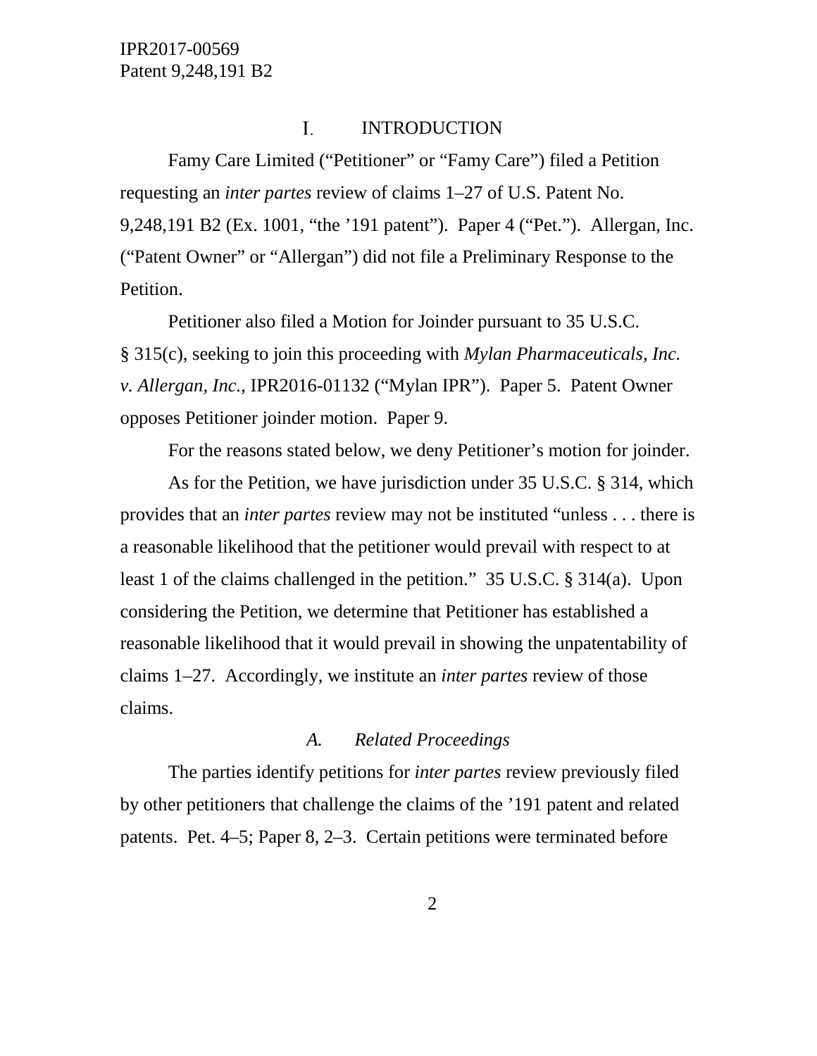# I. INTRODUCTION

Famy Care Limited ("Petitioner" or "Famy Care") filed a Petition requesting an *inter partes* review of claims 1–27 of U.S. Patent No. 9,248,191 B2 (Ex. 1001, "the '191 patent"). Paper 4 ("Pet."). Allergan, Inc. ("Patent Owner" or "Allergan") did not file a Preliminary Response to the Petition.

Petitioner also filed a Motion for Joinder pursuant to 35 U.S.C. § 315(c), seeking to join this proceeding with *Mylan Pharmaceuticals, Inc. v. Allergan, Inc.*, IPR2016-01132 ("Mylan IPR"). Paper 5. Patent Owner opposes Petitioner joinder motion. Paper 9.

For the reasons stated below, we deny Petitioner's motion for joinder.

As for the Petition, we have jurisdiction under 35 U.S.C. § 314, which provides that an *inter partes* review may not be instituted "unless . . . there is a reasonable likelihood that the petitioner would prevail with respect to at least 1 of the claims challenged in the petition." 35 U.S.C. § 314(a). Upon considering the Petition, we determine that Petitioner has established a reasonable likelihood that it would prevail in showing the unpatentability of claims 1–27. Accordingly, we institute an *inter partes* review of those claims.

## *A. Related Proceedings*

The parties identify petitions for *inter partes* review previously filed by other petitioners that challenge the claims of the '191 patent and related patents. Pet. 4–5; Paper 8, 2–3. Certain petitions were terminated before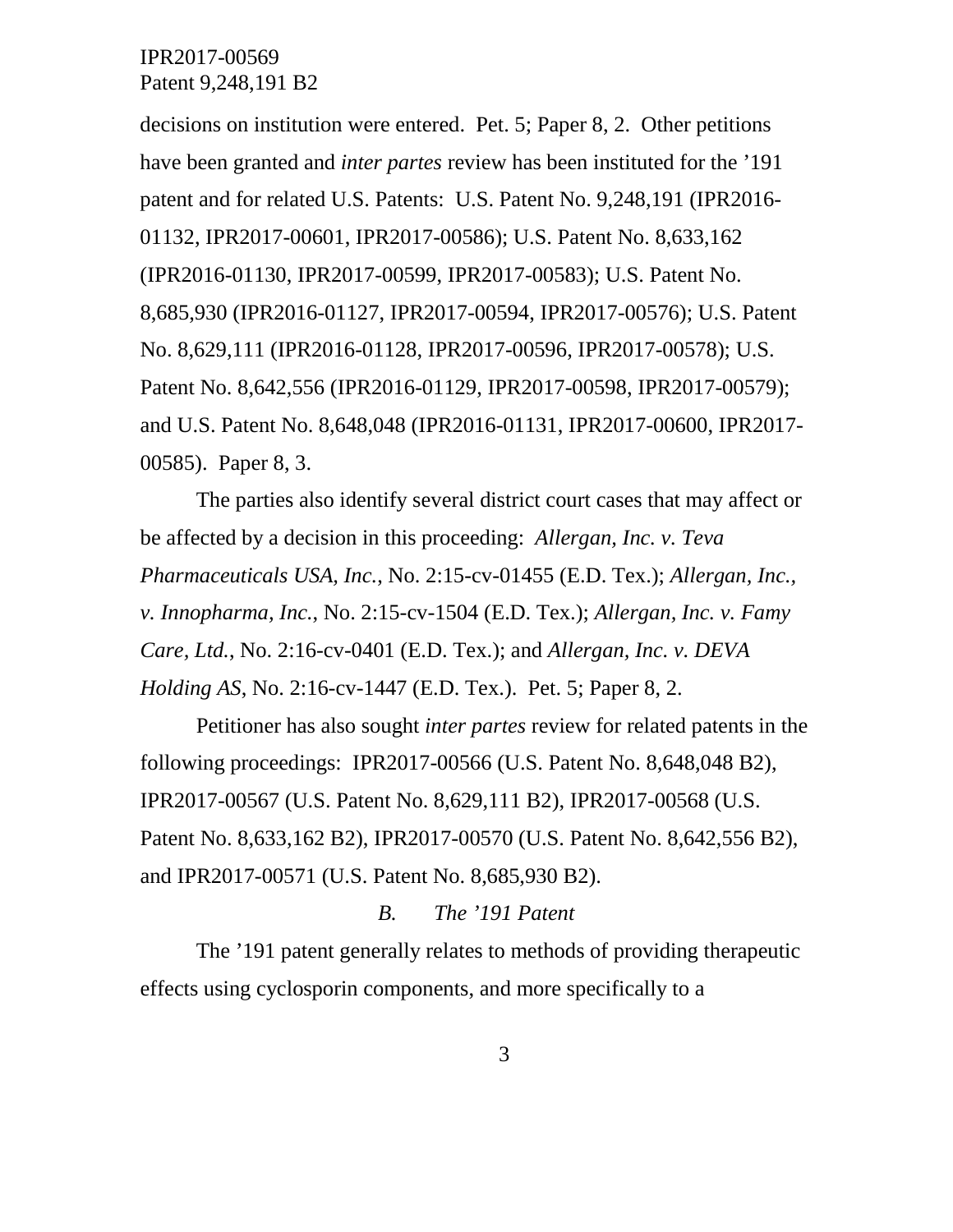decisions on institution were entered. Pet. 5; Paper 8, 2. Other petitions have been granted and *inter partes* review has been instituted for the '191 patent and for related U.S. Patents: U.S. Patent No. 9,248,191 (IPR2016-01132, IPR2017-00601, IPR2017-00586); U.S. Patent No. 8,633,162 (IPR2016-01130, IPR2017-00599, IPR2017-00583); U.S. Patent No. 8,685,930 (IPR2016-01127, IPR2017-00594, IPR2017-00576); U.S. Patent No. 8,629,111 (IPR2016-01128, IPR2017-00596, IPR2017-00578); U.S. Patent No. 8,642,556 (IPR2016-01129, IPR2017-00598, IPR2017-00579); and U.S. Patent No. 8,648,048 (IPR2016-01131, IPR2017-00600, IPR2017-00585). Paper 8, 3.

The parties also identify several district court cases that may affect or be affected by a decision in this proceeding: *Allergan, Inc. v. Teva Pharmaceuticals USA, Inc.*, No. 2:15-cv-01455 (E.D. Tex.); *Allergan, Inc., v. Innopharma, Inc.*, No. 2:15-cv-1504 (E.D. Tex.); *Allergan, Inc. v. Famy Care, Ltd.*, No. 2:16-cv-0401 (E.D. Tex.); and *Allergan, Inc. v. DEVA Holding AS*, No. 2:16-cv-1447 (E.D. Tex.). Pet. 5; Paper 8, 2.

Petitioner has also sought *inter partes* review for related patents in the following proceedings: IPR2017-00566 (U.S. Patent No. 8,648,048 B2), IPR2017-00567 (U.S. Patent No. 8,629,111 B2), IPR2017-00568 (U.S. Patent No. 8,633,162 B2), IPR2017-00570 (U.S. Patent No. 8,642,556 B2), and IPR2017-00571 (U.S. Patent No. 8,685,930 B2).

### *B. The '191 Patent*

The '191 patent generally relates to methods of providing therapeutic effects using cyclosporin components, and more specifically to a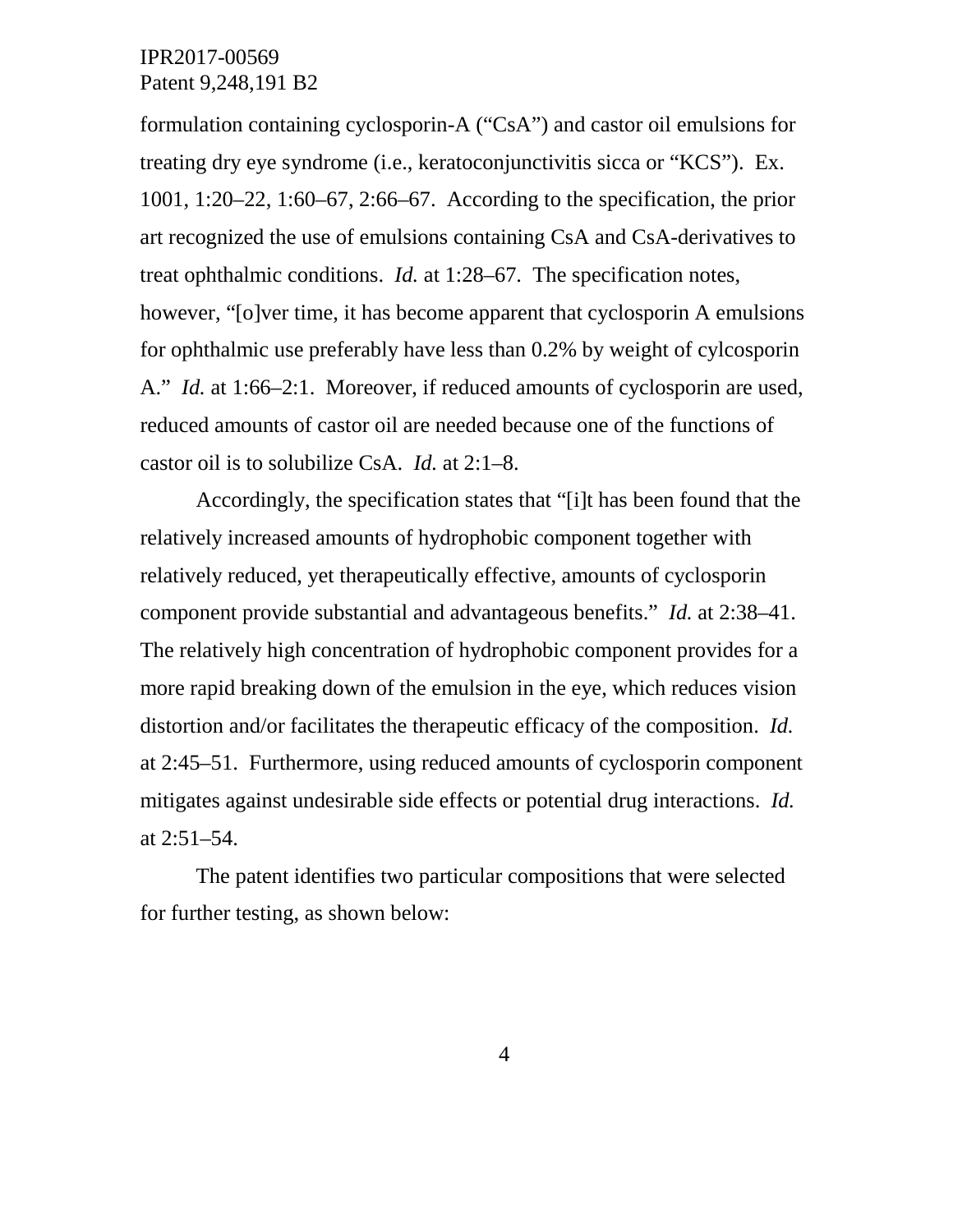formulation containing cyclosporin-A ("CsA") and castor oil emulsions for treating dry eye syndrome (i.e., keratoconjunctivitis sicca or "KCS"). Ex. 1001, 1:20–22, 1:60–67, 2:66–67. According to the specification, the prior art recognized the use of emulsions containing CsA and CsA-derivatives to treat ophthalmic conditions. *Id.* at 1:28–67. The specification notes, however, "[o]ver time, it has become apparent that cyclosporin A emulsions for ophthalmic use preferably have less than 0.2% by weight of cylcosporin A." *Id.* at 1:66–2:1. Moreover, if reduced amounts of cyclosporin are used, reduced amounts of castor oil are needed because one of the functions of castor oil is to solubilize CsA. *Id.* at 2:1–8.

Accordingly, the specification states that "[i]t has been found that the relatively increased amounts of hydrophobic component together with relatively reduced, yet therapeutically effective, amounts of cyclosporin component provide substantial and advantageous benefits." *Id.* at 2:38–41. The relatively high concentration of hydrophobic component provides for a more rapid breaking down of the emulsion in the eye, which reduces vision distortion and/or facilitates the therapeutic efficacy of the composition. *Id.* at 2:45–51. Furthermore, using reduced amounts of cyclosporin component mitigates against undesirable side effects or potential drug interactions. *Id.* at 2:51–54.

The patent identifies two particular compositions that were selected for further testing, as shown below: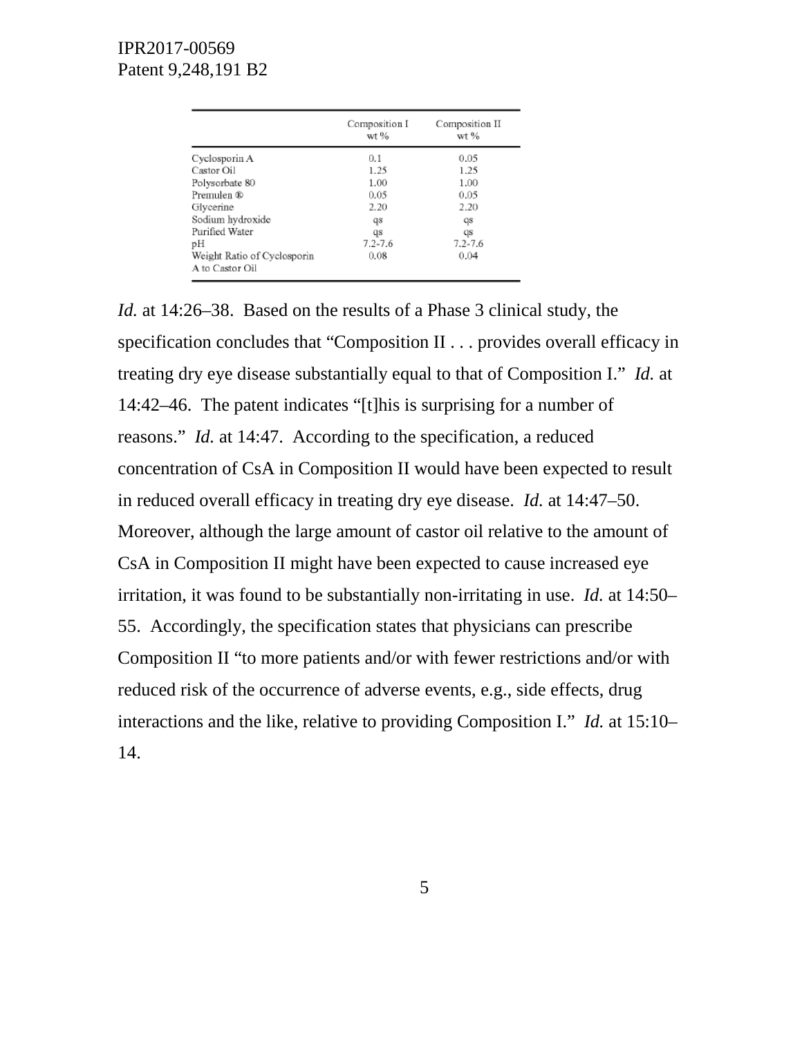| | Composition I wt % | Composition II wt % |
|---|---|---|
| Cyclosporin A | 0.1 | 0.05 |
| Castor Oil | 1.25 | 1.25 |
| Polysorbate 80 | 1.00 | 1.00 |
| Premulen ® | 0.05 | 0.05 |
| Glycerine | 2.20 | 2.20 |
| Sodium hydroxide | qs | qs |
| Purified Water | qs | qs |
| pH | 7.2-7.6 | 7.2-7.6 |
| Weight Ratio of Cyclosporin A to Castor Oil | 0.08 | 0.04 |

*Id.* at 14:26–38. Based on the results of a Phase 3 clinical study, the specification concludes that "Composition II . . . provides overall efficacy in treating dry eye disease substantially equal to that of Composition I." *Id.* at 14:42–46. The patent indicates "[t]his is surprising for a number of reasons." *Id.* at 14:47. According to the specification, a reduced concentration of CsA in Composition II would have been expected to result in reduced overall efficacy in treating dry eye disease. *Id.* at 14:47–50. Moreover, although the large amount of castor oil relative to the amount of CsA in Composition II might have been expected to cause increased eye irritation, it was found to be substantially non-irritating in use. *Id.* at 14:50–55. Accordingly, the specification states that physicians can prescribe Composition II "to more patients and/or with fewer restrictions and/or with reduced risk of the occurrence of adverse events, e.g., side effects, drug interactions and the like, relative to providing Composition I." *Id.* at 15:10–14.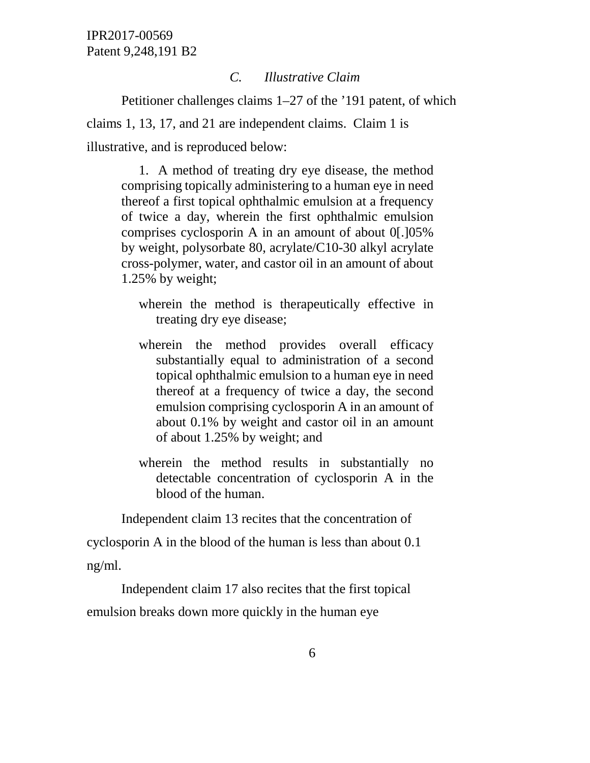### *C. Illustrative Claim*

Petitioner challenges claims 1–27 of the '191 patent, of which claims 1, 13, 17, and 21 are independent claims. Claim 1 is illustrative, and is reproduced below:

> 1. A method of treating dry eye disease, the method comprising topically administering to a human eye in need thereof a first topical ophthalmic emulsion at a frequency of twice a day, wherein the first ophthalmic emulsion comprises cyclosporin A in an amount of about 0[.]05% by weight, polysorbate 80, acrylate/C10-30 alkyl acrylate cross-polymer, water, and castor oil in an amount of about 1.25% by weight;
>
> > wherein the method is therapeutically effective in treating dry eye disease;
> >
> > wherein the method provides overall efficacy substantially equal to administration of a second topical ophthalmic emulsion to a human eye in need thereof at a frequency of twice a day, the second emulsion comprising cyclosporin A in an amount of about 0.1% by weight and castor oil in an amount of about 1.25% by weight; and
> >
> > wherein the method results in substantially no detectable concentration of cyclosporin A in the blood of the human.

Independent claim 13 recites that the concentration of cyclosporin A in the blood of the human is less than about 0.1 ng/ml.

Independent claim 17 also recites that the first topical emulsion breaks down more quickly in the human eye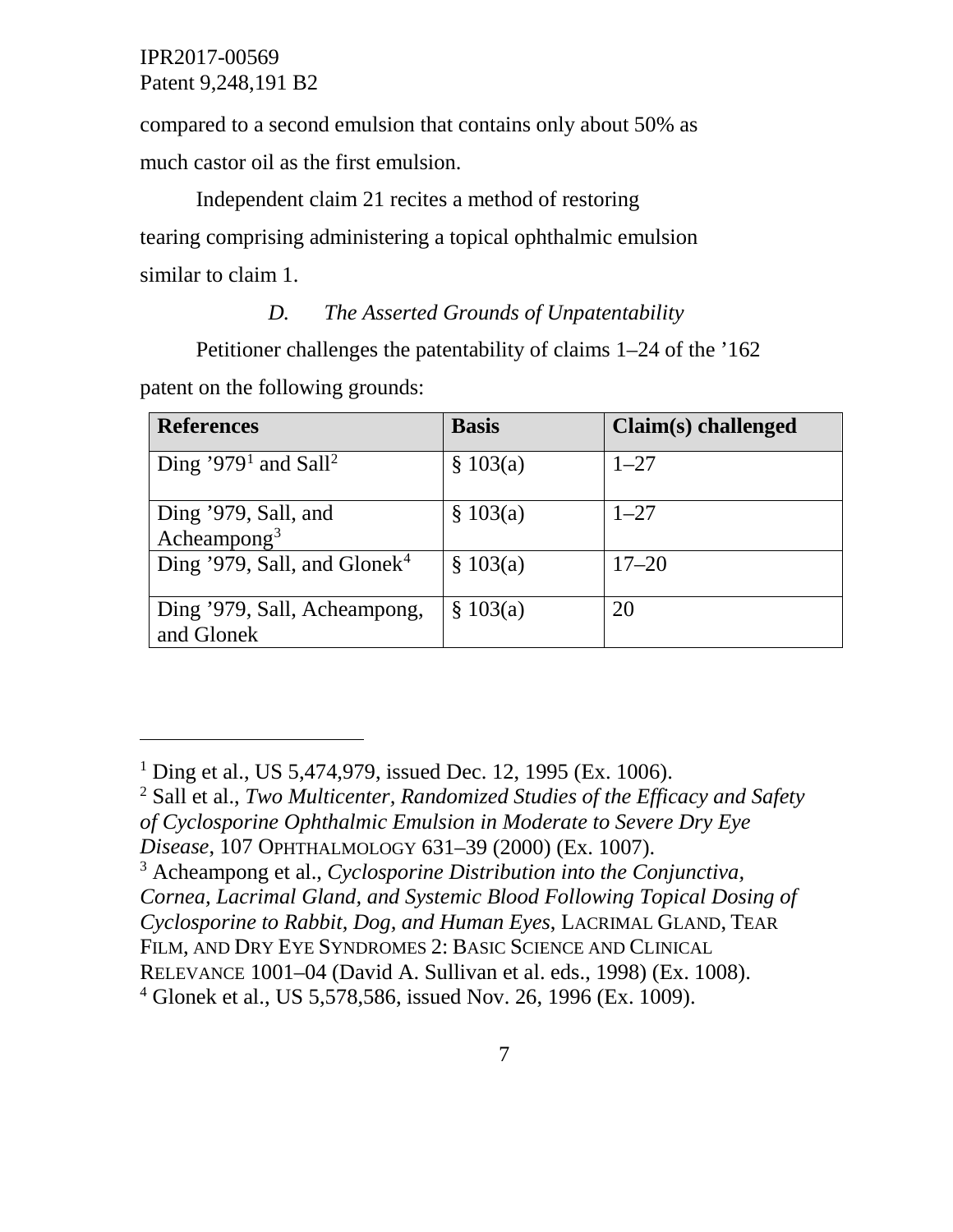compared to a second emulsion that contains only about 50% as much castor oil as the first emulsion.

Independent claim 21 recites a method of restoring tearing comprising administering a topical ophthalmic emulsion similar to claim 1.

### *D. The Asserted Grounds of Unpatentability*

Petitioner challenges the patentability of claims 1–24 of the ’162 patent on the following grounds:

| References | Basis | Claim(s) challenged |
|---|---|---|
| Ding ’979[1] and Sall[2] | § 103(a) | 1–27 |
| Ding ’979, Sall, and Acheampong[3] | § 103(a) | 1–27 |
| Ding ’979, Sall, and Glonek[4] | § 103(a) | 17–20 |
| Ding ’979, Sall, Acheampong, and Glonek | § 103(a) | 20 |

---

[1] Ding et al., US 5,474,979, issued Dec. 12, 1995 (Ex. 1006).

[2] Sall et al., *Two Multicenter, Randomized Studies of the Efficacy and Safety of Cyclosporine Ophthalmic Emulsion in Moderate to Severe Dry Eye Disease*, 107 OPHTHALMOLOGY 631–39 (2000) (Ex. 1007).

[3] Acheampong et al., *Cyclosporine Distribution into the Conjunctiva, Cornea, Lacrimal Gland, and Systemic Blood Following Topical Dosing of Cyclosporine to Rabbit, Dog, and Human Eyes*, LACRIMAL GLAND, TEAR FILM, AND DRY EYE SYNDROMES 2: BASIC SCIENCE AND CLINICAL RELEVANCE 1001–04 (David A. Sullivan et al. eds., 1998) (Ex. 1008).

[4] Glonek et al., US 5,578,586, issued Nov. 26, 1996 (Ex. 1009).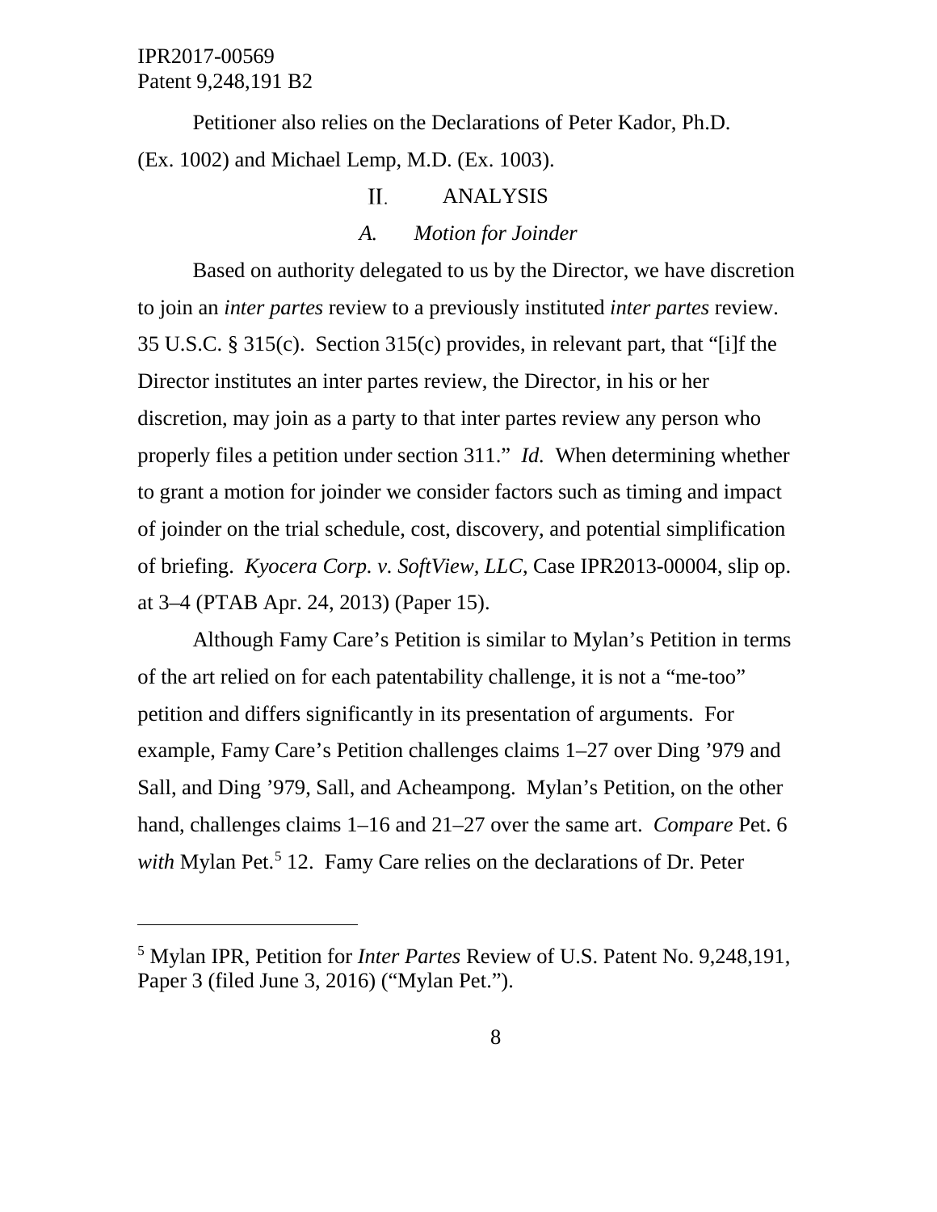Petitioner also relies on the Declarations of Peter Kador, Ph.D. (Ex. 1002) and Michael Lemp, M.D. (Ex. 1003).

## II. ANALYSIS

### *A. Motion for Joinder*

Based on authority delegated to us by the Director, we have discretion to join an *inter partes* review to a previously instituted *inter partes* review. 35 U.S.C. § 315(c). Section 315(c) provides, in relevant part, that "[i]f the Director institutes an inter partes review, the Director, in his or her discretion, may join as a party to that inter partes review any person who properly files a petition under section 311." *Id.* When determining whether to grant a motion for joinder we consider factors such as timing and impact of joinder on the trial schedule, cost, discovery, and potential simplification of briefing. *Kyocera Corp. v. SoftView, LLC*, Case IPR2013-00004, slip op. at 3–4 (PTAB Apr. 24, 2013) (Paper 15).

Although Famy Care's Petition is similar to Mylan's Petition in terms of the art relied on for each patentability challenge, it is not a "me-too" petition and differs significantly in its presentation of arguments. For example, Famy Care's Petition challenges claims 1–27 over Ding '979 and Sall, and Ding '979, Sall, and Acheampong. Mylan's Petition, on the other hand, challenges claims 1–16 and 21–27 over the same art. *Compare* Pet. 6 *with* Mylan Pet.[5] 12. Famy Care relies on the declarations of Dr. Peter

---

[5] Mylan IPR, Petition for *Inter Partes* Review of U.S. Patent No. 9,248,191, Paper 3 (filed June 3, 2016) ("Mylan Pet.").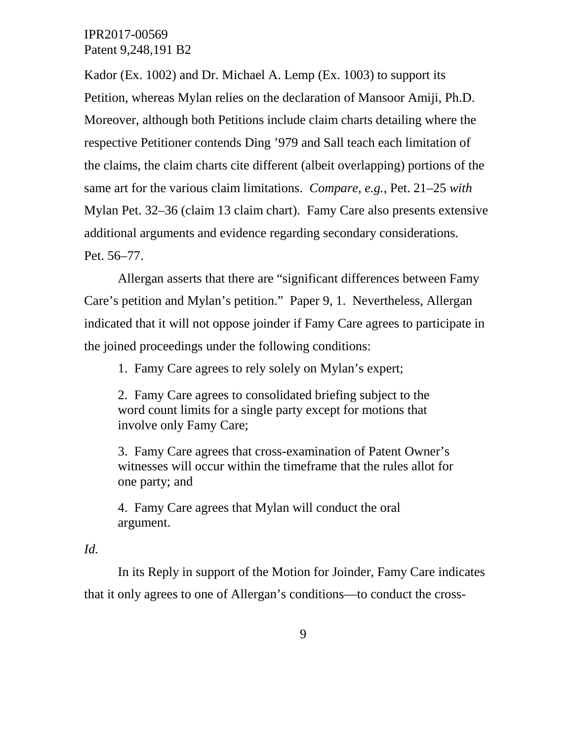Kador (Ex. 1002) and Dr. Michael A. Lemp (Ex. 1003) to support its Petition, whereas Mylan relies on the declaration of Mansoor Amiji, Ph.D. Moreover, although both Petitions include claim charts detailing where the respective Petitioner contends Ding ’979 and Sall teach each limitation of the claims, the claim charts cite different (albeit overlapping) portions of the same art for the various claim limitations. *Compare, e.g.*, Pet. 21–25 *with* Mylan Pet. 32–36 (claim 13 claim chart). Famy Care also presents extensive additional arguments and evidence regarding secondary considerations. Pet. 56–77.

Allergan asserts that there are “significant differences between Famy Care’s petition and Mylan’s petition.” Paper 9, 1. Nevertheless, Allergan indicated that it will not oppose joinder if Famy Care agrees to participate in the joined proceedings under the following conditions:

> 1. Famy Care agrees to rely solely on Mylan’s expert;
>
> 2. Famy Care agrees to consolidated briefing subject to the word count limits for a single party except for motions that involve only Famy Care;
>
> 3. Famy Care agrees that cross-examination of Patent Owner’s witnesses will occur within the timeframe that the rules allot for one party; and
>
> 4. Famy Care agrees that Mylan will conduct the oral argument.

*Id.*

In its Reply in support of the Motion for Joinder, Famy Care indicates that it only agrees to one of Allergan’s conditions—to conduct the cross-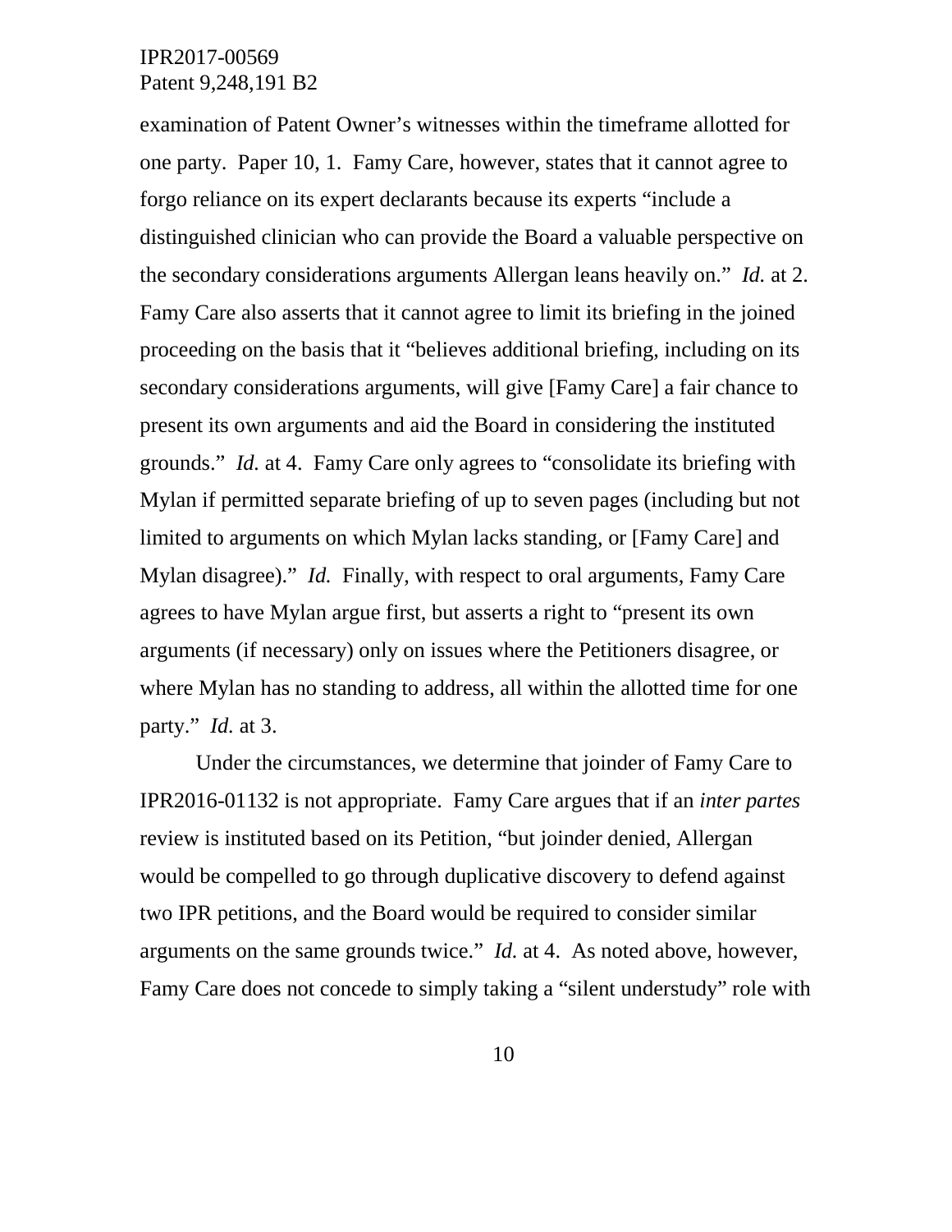examination of Patent Owner's witnesses within the timeframe allotted for one party. Paper 10, 1. Famy Care, however, states that it cannot agree to forgo reliance on its expert declarants because its experts "include a distinguished clinician who can provide the Board a valuable perspective on the secondary considerations arguments Allergan leans heavily on." *Id.* at 2. Famy Care also asserts that it cannot agree to limit its briefing in the joined proceeding on the basis that it "believes additional briefing, including on its secondary considerations arguments, will give [Famy Care] a fair chance to present its own arguments and aid the Board in considering the instituted grounds." *Id.* at 4. Famy Care only agrees to "consolidate its briefing with Mylan if permitted separate briefing of up to seven pages (including but not limited to arguments on which Mylan lacks standing, or [Famy Care] and Mylan disagree)." *Id.* Finally, with respect to oral arguments, Famy Care agrees to have Mylan argue first, but asserts a right to "present its own arguments (if necessary) only on issues where the Petitioners disagree, or where Mylan has no standing to address, all within the allotted time for one party." *Id.* at 3.

Under the circumstances, we determine that joinder of Famy Care to IPR2016-01132 is not appropriate. Famy Care argues that if an *inter partes* review is instituted based on its Petition, "but joinder denied, Allergan would be compelled to go through duplicative discovery to defend against two IPR petitions, and the Board would be required to consider similar arguments on the same grounds twice." *Id.* at 4. As noted above, however, Famy Care does not concede to simply taking a "silent understudy" role with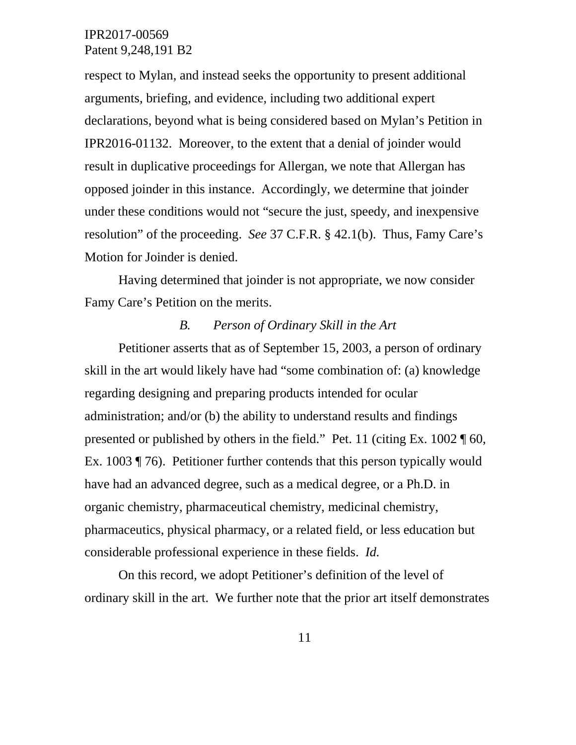respect to Mylan, and instead seeks the opportunity to present additional arguments, briefing, and evidence, including two additional expert declarations, beyond what is being considered based on Mylan's Petition in IPR2016-01132. Moreover, to the extent that a denial of joinder would result in duplicative proceedings for Allergan, we note that Allergan has opposed joinder in this instance. Accordingly, we determine that joinder under these conditions would not "secure the just, speedy, and inexpensive resolution" of the proceeding. *See* 37 C.F.R. § 42.1(b). Thus, Famy Care's Motion for Joinder is denied.

Having determined that joinder is not appropriate, we now consider Famy Care's Petition on the merits.

### *B. Person of Ordinary Skill in the Art*

Petitioner asserts that as of September 15, 2003, a person of ordinary skill in the art would likely have had "some combination of: (a) knowledge regarding designing and preparing products intended for ocular administration; and/or (b) the ability to understand results and findings presented or published by others in the field." Pet. 11 (citing Ex. 1002 ¶ 60, Ex. 1003 ¶ 76). Petitioner further contends that this person typically would have had an advanced degree, such as a medical degree, or a Ph.D. in organic chemistry, pharmaceutical chemistry, medicinal chemistry, pharmaceutics, physical pharmacy, or a related field, or less education but considerable professional experience in these fields. *Id.*

On this record, we adopt Petitioner's definition of the level of ordinary skill in the art. We further note that the prior art itself demonstrates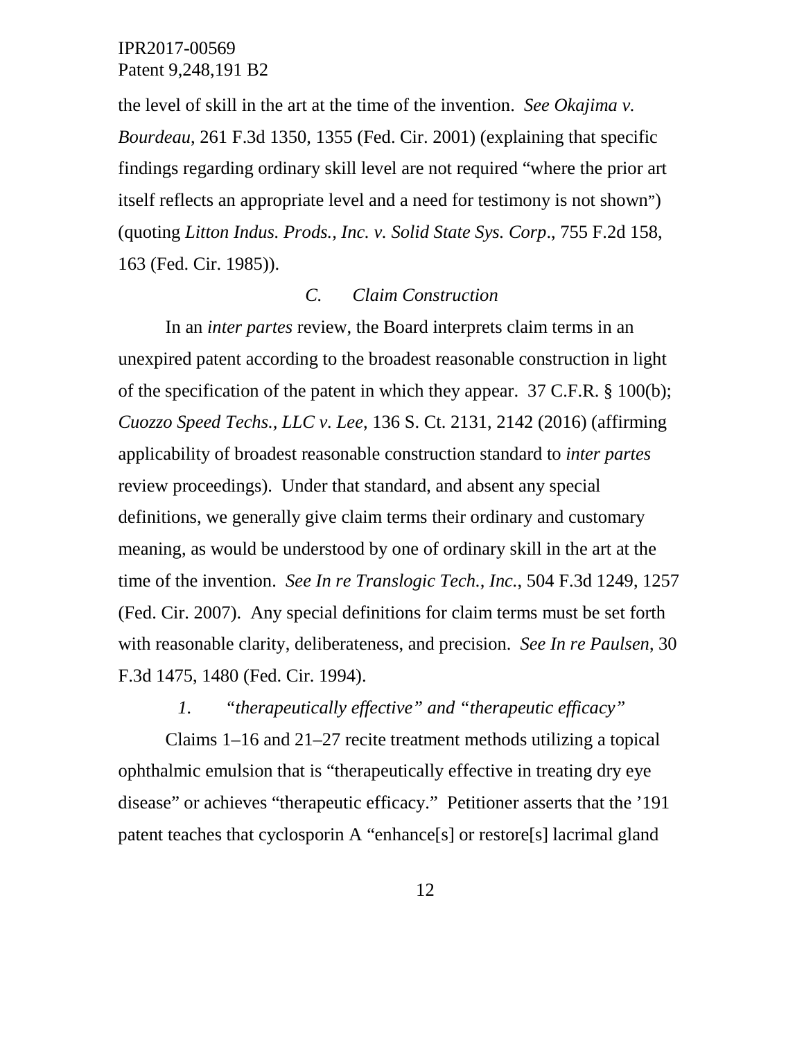the level of skill in the art at the time of the invention. *See Okajima v. Bourdeau*, 261 F.3d 1350, 1355 (Fed. Cir. 2001) (explaining that specific findings regarding ordinary skill level are not required "where the prior art itself reflects an appropriate level and a need for testimony is not shown") (quoting *Litton Indus. Prods., Inc. v. Solid State Sys. Corp*., 755 F.2d 158, 163 (Fed. Cir. 1985)).

### *C. Claim Construction*

In an *inter partes* review, the Board interprets claim terms in an unexpired patent according to the broadest reasonable construction in light of the specification of the patent in which they appear. 37 C.F.R. § 100(b); *Cuozzo Speed Techs., LLC v. Lee*, 136 S. Ct. 2131, 2142 (2016) (affirming applicability of broadest reasonable construction standard to *inter partes* review proceedings). Under that standard, and absent any special definitions, we generally give claim terms their ordinary and customary meaning, as would be understood by one of ordinary skill in the art at the time of the invention. *See In re Translogic Tech., Inc.*, 504 F.3d 1249, 1257 (Fed. Cir. 2007). Any special definitions for claim terms must be set forth with reasonable clarity, deliberateness, and precision. *See In re Paulsen*, 30 F.3d 1475, 1480 (Fed. Cir. 1994).

#### *1. "therapeutically effective" and "therapeutic efficacy"*

Claims 1–16 and 21–27 recite treatment methods utilizing a topical ophthalmic emulsion that is "therapeutically effective in treating dry eye disease" or achieves "therapeutic efficacy." Petitioner asserts that the '191 patent teaches that cyclosporin A "enhance[s] or restore[s] lacrimal gland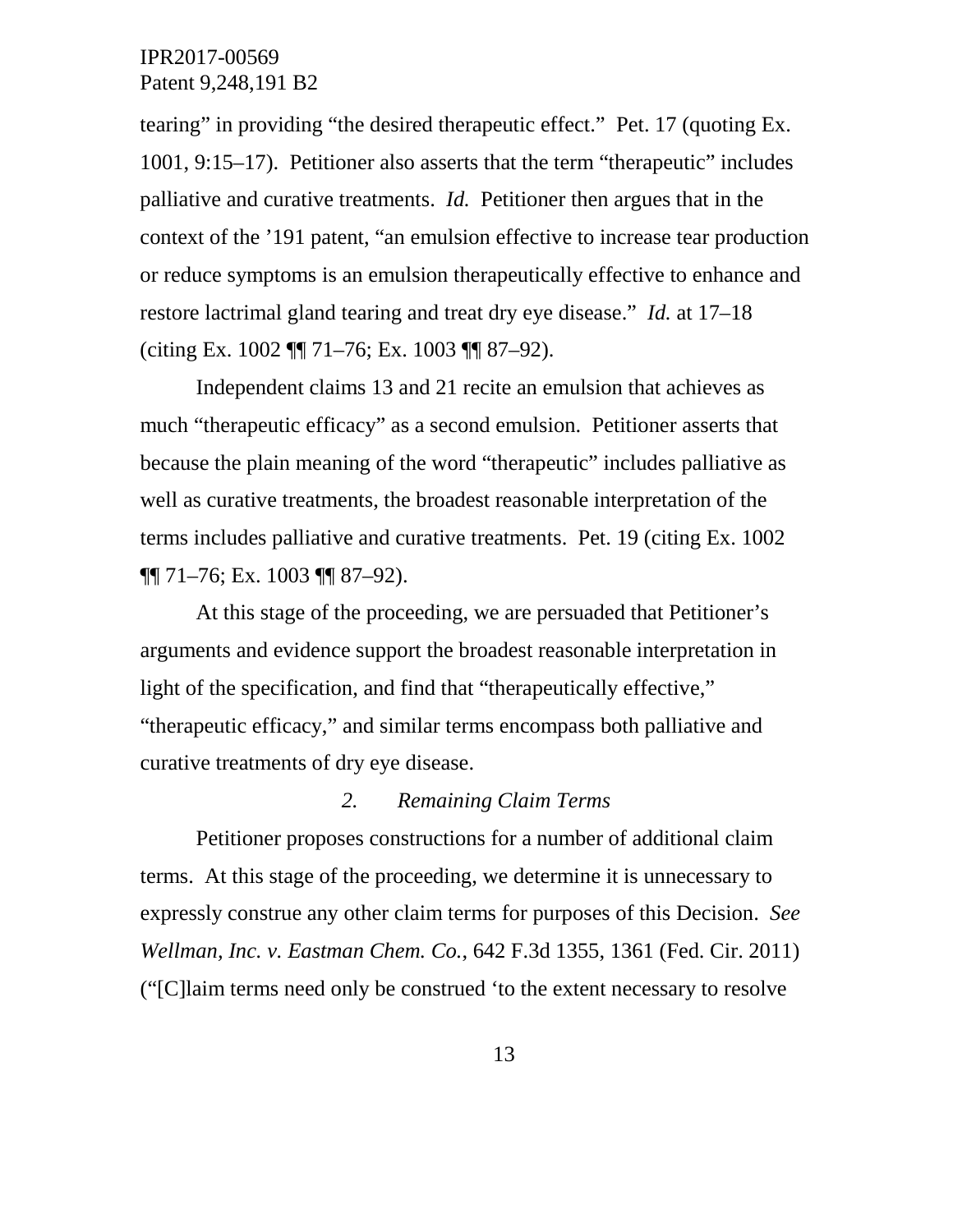tearing" in providing "the desired therapeutic effect." Pet. 17 (quoting Ex. 1001, 9:15–17). Petitioner also asserts that the term "therapeutic" includes palliative and curative treatments. *Id.* Petitioner then argues that in the context of the '191 patent, "an emulsion effective to increase tear production or reduce symptoms is an emulsion therapeutically effective to enhance and restore lactrimal gland tearing and treat dry eye disease." *Id.* at 17–18 (citing Ex. 1002 ¶¶ 71–76; Ex. 1003 ¶¶ 87–92).

Independent claims 13 and 21 recite an emulsion that achieves as much "therapeutic efficacy" as a second emulsion. Petitioner asserts that because the plain meaning of the word "therapeutic" includes palliative as well as curative treatments, the broadest reasonable interpretation of the terms includes palliative and curative treatments. Pet. 19 (citing Ex. 1002 ¶¶ 71–76; Ex. 1003 ¶¶ 87–92).

At this stage of the proceeding, we are persuaded that Petitioner's arguments and evidence support the broadest reasonable interpretation in light of the specification, and find that "therapeutically effective," "therapeutic efficacy," and similar terms encompass both palliative and curative treatments of dry eye disease.

*2. Remaining Claim Terms*

Petitioner proposes constructions for a number of additional claim terms. At this stage of the proceeding, we determine it is unnecessary to expressly construe any other claim terms for purposes of this Decision. *See Wellman, Inc. v. Eastman Chem. Co.*, 642 F.3d 1355, 1361 (Fed. Cir. 2011) ("[C]laim terms need only be construed 'to the extent necessary to resolve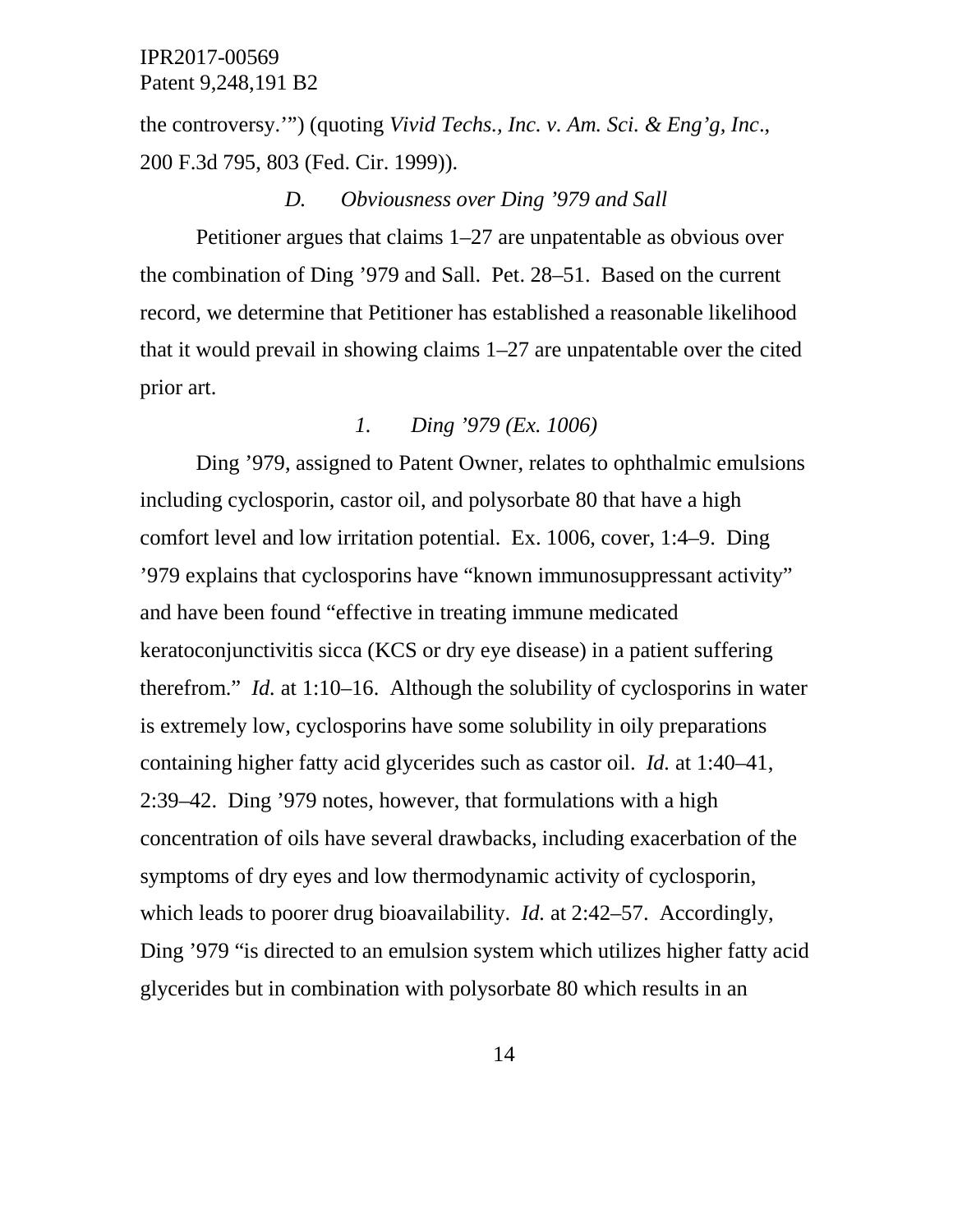the controversy.'") (quoting *Vivid Techs., Inc. v. Am. Sci. & Eng'g, Inc*., 200 F.3d 795, 803 (Fed. Cir. 1999)).

### *D. Obviousness over Ding '979 and Sall*

Petitioner argues that claims 1–27 are unpatentable as obvious over the combination of Ding '979 and Sall. Pet. 28–51. Based on the current record, we determine that Petitioner has established a reasonable likelihood that it would prevail in showing claims 1–27 are unpatentable over the cited prior art.

#### *1. Ding '979 (Ex. 1006)*

Ding '979, assigned to Patent Owner, relates to ophthalmic emulsions including cyclosporin, castor oil, and polysorbate 80 that have a high comfort level and low irritation potential. Ex. 1006, cover, 1:4–9. Ding '979 explains that cyclosporins have "known immunosuppressant activity" and have been found "effective in treating immune medicated keratoconjunctivitis sicca (KCS or dry eye disease) in a patient suffering therefrom." *Id.* at 1:10–16. Although the solubility of cyclosporins in water is extremely low, cyclosporins have some solubility in oily preparations containing higher fatty acid glycerides such as castor oil. *Id.* at 1:40–41, 2:39–42. Ding '979 notes, however, that formulations with a high concentration of oils have several drawbacks, including exacerbation of the symptoms of dry eyes and low thermodynamic activity of cyclosporin, which leads to poorer drug bioavailability. *Id.* at 2:42–57. Accordingly, Ding '979 "is directed to an emulsion system which utilizes higher fatty acid glycerides but in combination with polysorbate 80 which results in an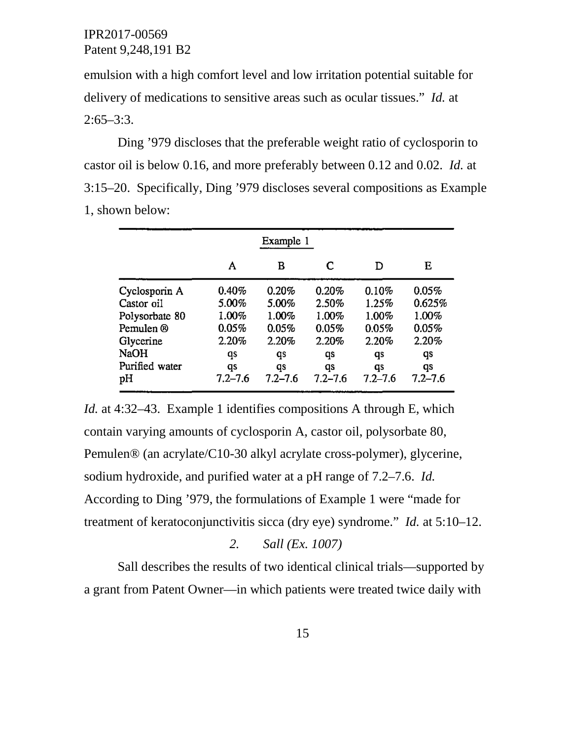emulsion with a high comfort level and low irritation potential suitable for delivery of medications to sensitive areas such as ocular tissues." *Id.* at 2:65–3:3.

Ding '979 discloses that the preferable weight ratio of cyclosporin to castor oil is below 0.16, and more preferably between 0.12 and 0.02. *Id.* at 3:15–20. Specifically, Ding '979 discloses several compositions as Example 1, shown below:

| | Example 1 | | | | |
|---|---|---|---|---|---|
| | A | B | C | D | E |
| Cyclosporin A | 0.40% | 0.20% | 0.20% | 0.10% | 0.05% |
| Castor oil | 5.00% | 5.00% | 2.50% | 1.25% | 0.625% |
| Polysorbate 80 | 1.00% | 1.00% | 1.00% | 1.00% | 1.00% |
| Pemulen ® | 0.05% | 0.05% | 0.05% | 0.05% | 0.05% |
| Glycerine | 2.20% | 2.20% | 2.20% | 2.20% | 2.20% |
| NaOH | qs | qs | qs | qs | qs |
| Purified water | qs | qs | qs | qs | qs |
| pH | 7.2–7.6 | 7.2–7.6 | 7.2–7.6 | 7.2–7.6 | 7.2–7.6 |

*Id.* at 4:32–43. Example 1 identifies compositions A through E, which contain varying amounts of cyclosporin A, castor oil, polysorbate 80, Pemulen® (an acrylate/C10-30 alkyl acrylate cross-polymer), glycerine, sodium hydroxide, and purified water at a pH range of 7.2–7.6. *Id.* According to Ding '979, the formulations of Example 1 were "made for treatment of keratoconjunctivitis sicca (dry eye) syndrome." *Id.* at 5:10–12.

*2. Sall (Ex. 1007)*

Sall describes the results of two identical clinical trials—supported by a grant from Patent Owner—in which patients were treated twice daily with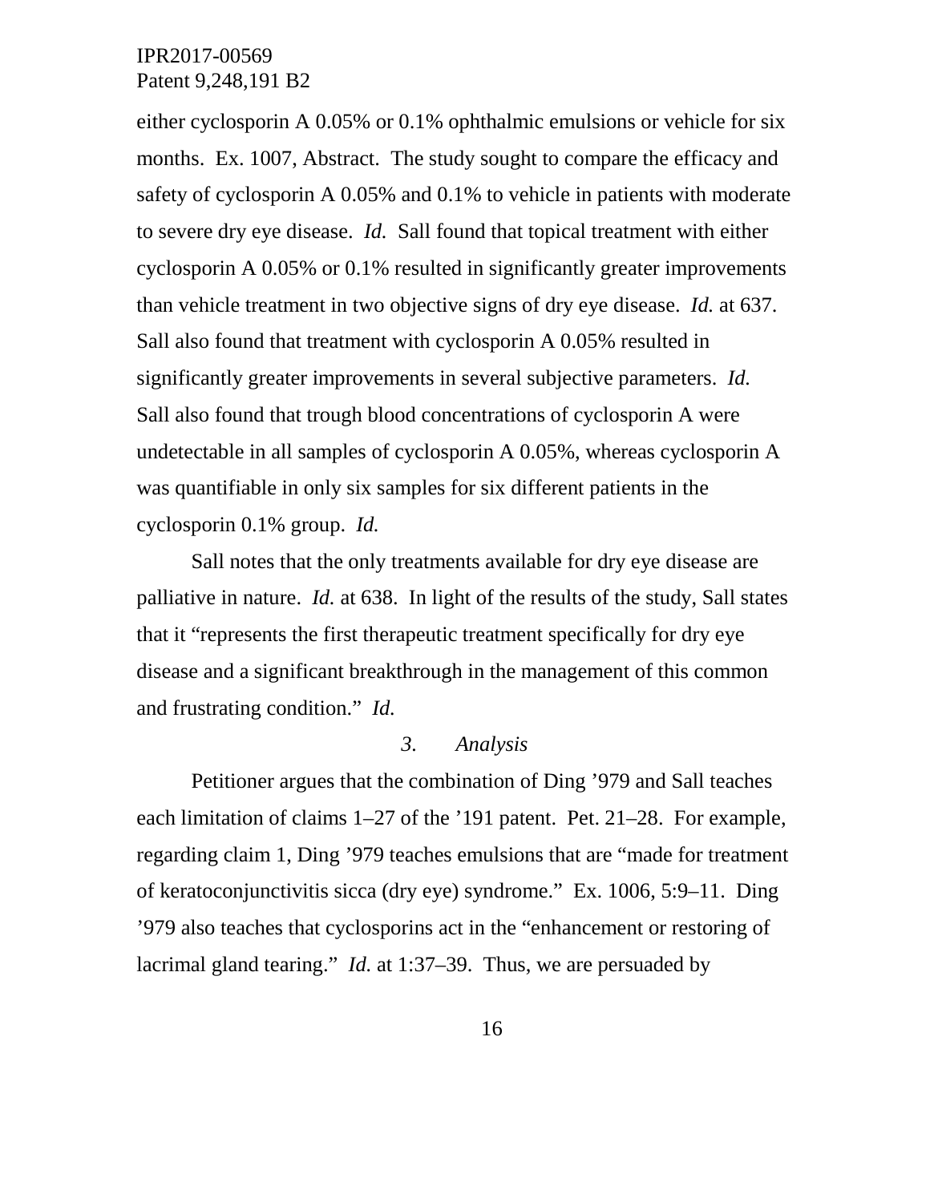either cyclosporin A 0.05% or 0.1% ophthalmic emulsions or vehicle for six months. Ex. 1007, Abstract. The study sought to compare the efficacy and safety of cyclosporin A 0.05% and 0.1% to vehicle in patients with moderate to severe dry eye disease. *Id.* Sall found that topical treatment with either cyclosporin A 0.05% or 0.1% resulted in significantly greater improvements than vehicle treatment in two objective signs of dry eye disease. *Id.* at 637. Sall also found that treatment with cyclosporin A 0.05% resulted in significantly greater improvements in several subjective parameters. *Id.* Sall also found that trough blood concentrations of cyclosporin A were undetectable in all samples of cyclosporin A 0.05%, whereas cyclosporin A was quantifiable in only six samples for six different patients in the cyclosporin 0.1% group. *Id.*

Sall notes that the only treatments available for dry eye disease are palliative in nature. *Id.* at 638. In light of the results of the study, Sall states that it "represents the first therapeutic treatment specifically for dry eye disease and a significant breakthrough in the management of this common and frustrating condition." *Id.*

### *3. Analysis*

Petitioner argues that the combination of Ding '979 and Sall teaches each limitation of claims 1–27 of the '191 patent. Pet. 21–28. For example, regarding claim 1, Ding '979 teaches emulsions that are "made for treatment of keratoconjunctivitis sicca (dry eye) syndrome." Ex. 1006, 5:9–11. Ding '979 also teaches that cyclosporins act in the "enhancement or restoring of lacrimal gland tearing." *Id.* at 1:37–39. Thus, we are persuaded by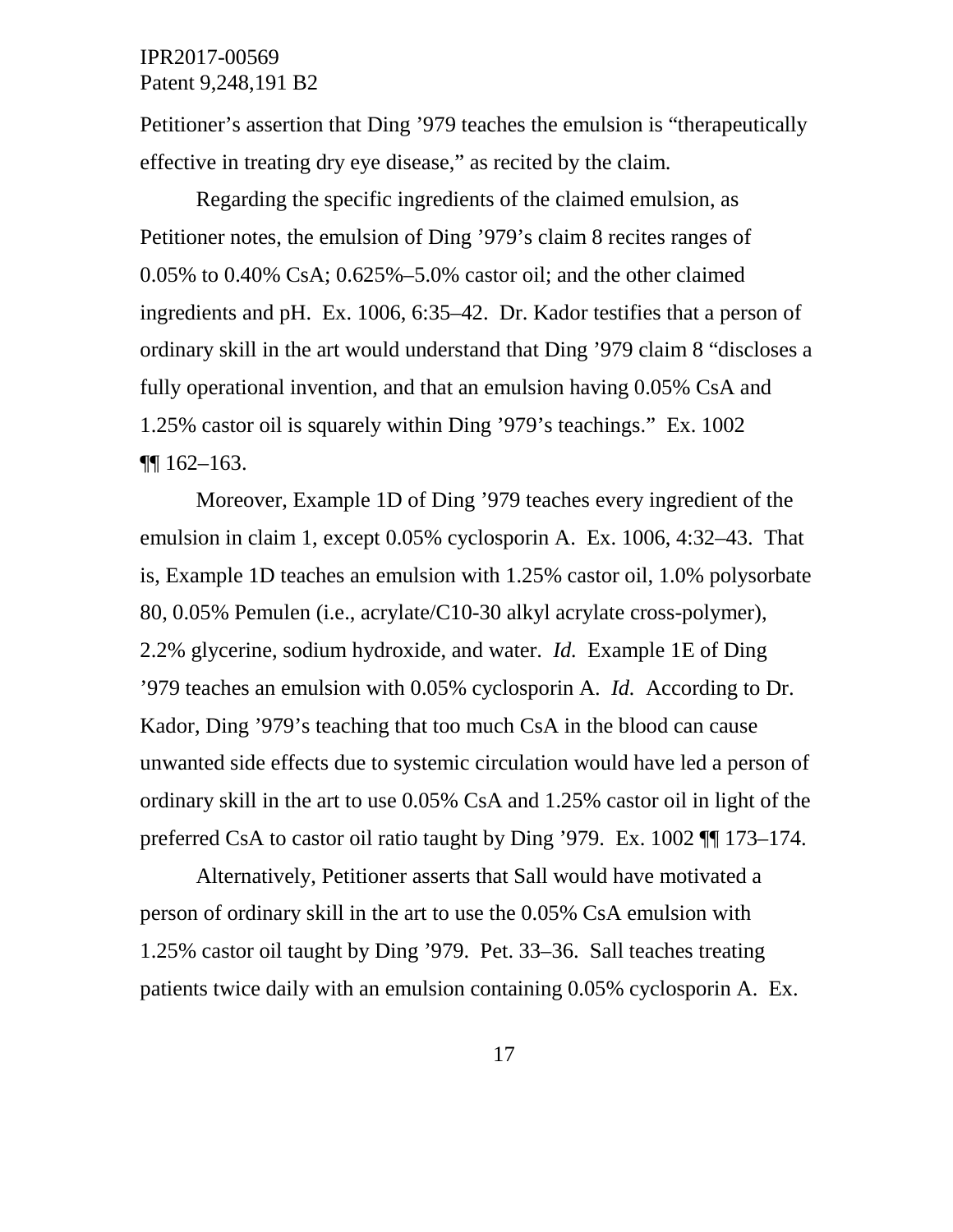Petitioner's assertion that Ding '979 teaches the emulsion is "therapeutically effective in treating dry eye disease," as recited by the claim.

Regarding the specific ingredients of the claimed emulsion, as Petitioner notes, the emulsion of Ding '979's claim 8 recites ranges of 0.05% to 0.40% CsA; 0.625%–5.0% castor oil; and the other claimed ingredients and pH. Ex. 1006, 6:35–42. Dr. Kador testifies that a person of ordinary skill in the art would understand that Ding '979 claim 8 "discloses a fully operational invention, and that an emulsion having 0.05% CsA and 1.25% castor oil is squarely within Ding '979's teachings." Ex. 1002 ¶¶ 162–163.

Moreover, Example 1D of Ding '979 teaches every ingredient of the emulsion in claim 1, except 0.05% cyclosporin A. Ex. 1006, 4:32–43. That is, Example 1D teaches an emulsion with 1.25% castor oil, 1.0% polysorbate 80, 0.05% Pemulen (i.e., acrylate/C10-30 alkyl acrylate cross-polymer), 2.2% glycerine, sodium hydroxide, and water. *Id.* Example 1E of Ding '979 teaches an emulsion with 0.05% cyclosporin A. *Id.* According to Dr. Kador, Ding '979's teaching that too much CsA in the blood can cause unwanted side effects due to systemic circulation would have led a person of ordinary skill in the art to use 0.05% CsA and 1.25% castor oil in light of the preferred CsA to castor oil ratio taught by Ding '979. Ex. 1002 ¶¶ 173–174.

Alternatively, Petitioner asserts that Sall would have motivated a person of ordinary skill in the art to use the 0.05% CsA emulsion with 1.25% castor oil taught by Ding '979. Pet. 33–36. Sall teaches treating patients twice daily with an emulsion containing 0.05% cyclosporin A. Ex.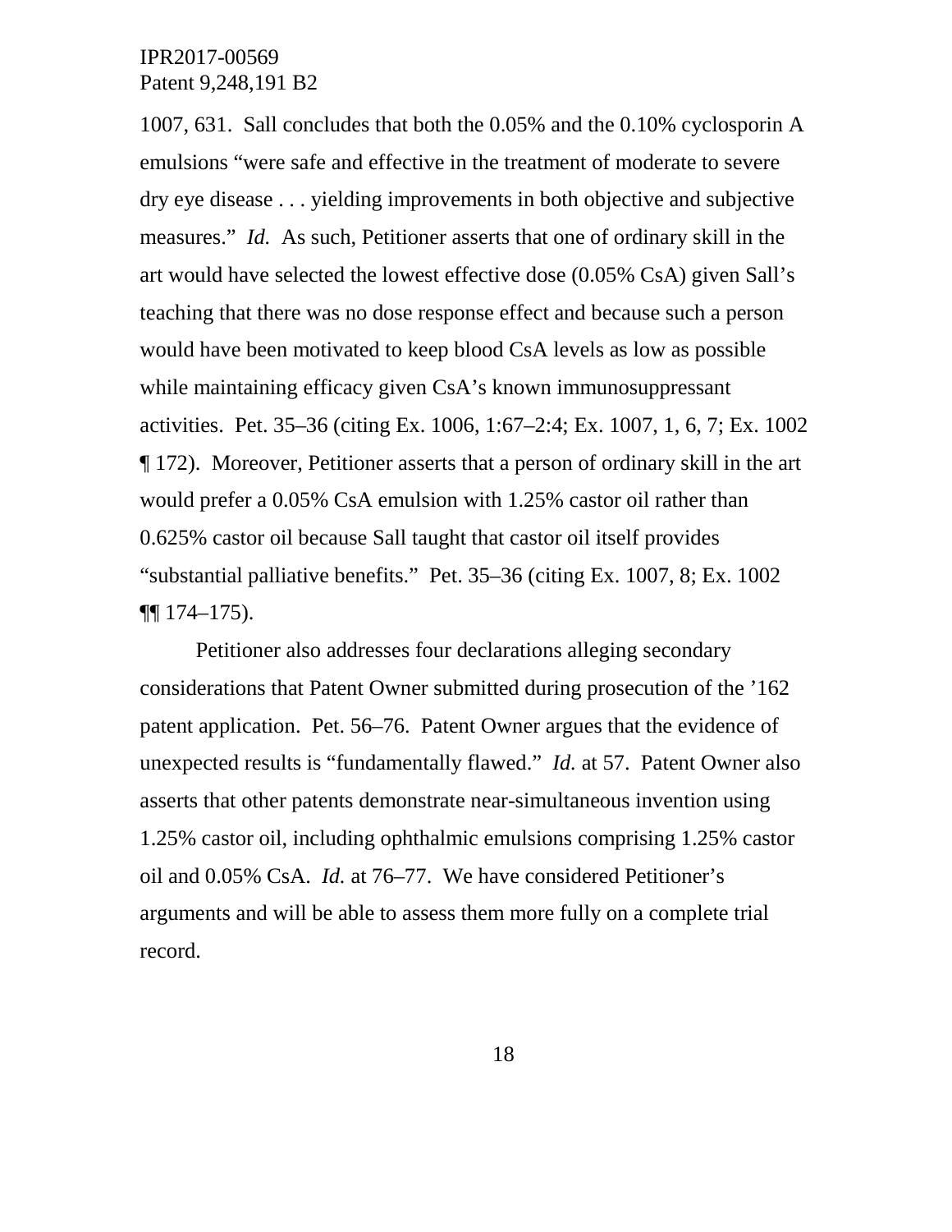1007, 631. Sall concludes that both the 0.05% and the 0.10% cyclosporin A emulsions "were safe and effective in the treatment of moderate to severe dry eye disease . . . yielding improvements in both objective and subjective measures." *Id.* As such, Petitioner asserts that one of ordinary skill in the art would have selected the lowest effective dose (0.05% CsA) given Sall's teaching that there was no dose response effect and because such a person would have been motivated to keep blood CsA levels as low as possible while maintaining efficacy given CsA's known immunosuppressant activities. Pet. 35–36 (citing Ex. 1006, 1:67–2:4; Ex. 1007, 1, 6, 7; Ex. 1002 ¶ 172). Moreover, Petitioner asserts that a person of ordinary skill in the art would prefer a 0.05% CsA emulsion with 1.25% castor oil rather than 0.625% castor oil because Sall taught that castor oil itself provides "substantial palliative benefits." Pet. 35–36 (citing Ex. 1007, 8; Ex. 1002 ¶¶ 174–175).

Petitioner also addresses four declarations alleging secondary considerations that Patent Owner submitted during prosecution of the '162 patent application. Pet. 56–76. Patent Owner argues that the evidence of unexpected results is "fundamentally flawed." *Id.* at 57. Patent Owner also asserts that other patents demonstrate near-simultaneous invention using 1.25% castor oil, including ophthalmic emulsions comprising 1.25% castor oil and 0.05% CsA. *Id.* at 76–77. We have considered Petitioner's arguments and will be able to assess them more fully on a complete trial record.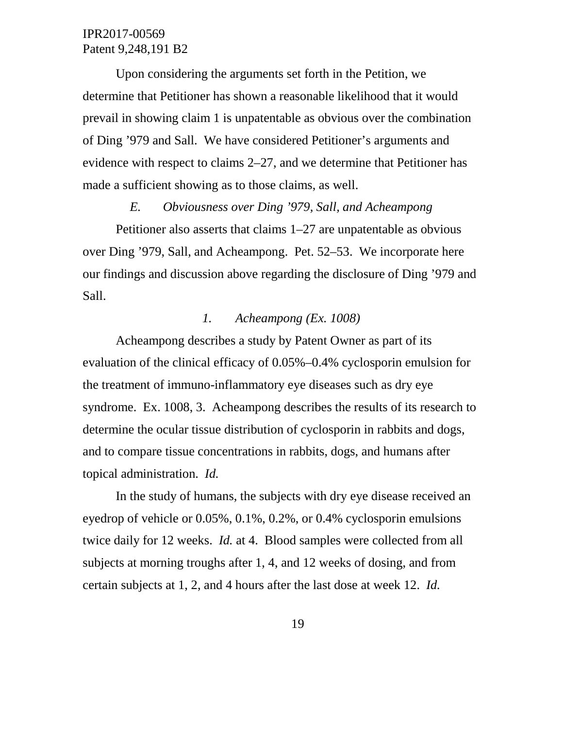Upon considering the arguments set forth in the Petition, we determine that Petitioner has shown a reasonable likelihood that it would prevail in showing claim 1 is unpatentable as obvious over the combination of Ding ’979 and Sall. We have considered Petitioner’s arguments and evidence with respect to claims 2–27, and we determine that Petitioner has made a sufficient showing as to those claims, as well.

### *E. Obviousness over Ding ’979, Sall, and Acheampong*

Petitioner also asserts that claims 1–27 are unpatentable as obvious over Ding ’979, Sall, and Acheampong. Pet. 52–53. We incorporate here our findings and discussion above regarding the disclosure of Ding ’979 and Sall.

#### *1. Acheampong (Ex. 1008)*

Acheampong describes a study by Patent Owner as part of its evaluation of the clinical efficacy of 0.05%–0.4% cyclosporin emulsion for the treatment of immuno-inflammatory eye diseases such as dry eye syndrome. Ex. 1008, 3. Acheampong describes the results of its research to determine the ocular tissue distribution of cyclosporin in rabbits and dogs, and to compare tissue concentrations in rabbits, dogs, and humans after topical administration. *Id.*

In the study of humans, the subjects with dry eye disease received an eyedrop of vehicle or 0.05%, 0.1%, 0.2%, or 0.4% cyclosporin emulsions twice daily for 12 weeks. *Id.* at 4. Blood samples were collected from all subjects at morning troughs after 1, 4, and 12 weeks of dosing, and from certain subjects at 1, 2, and 4 hours after the last dose at week 12. *Id.*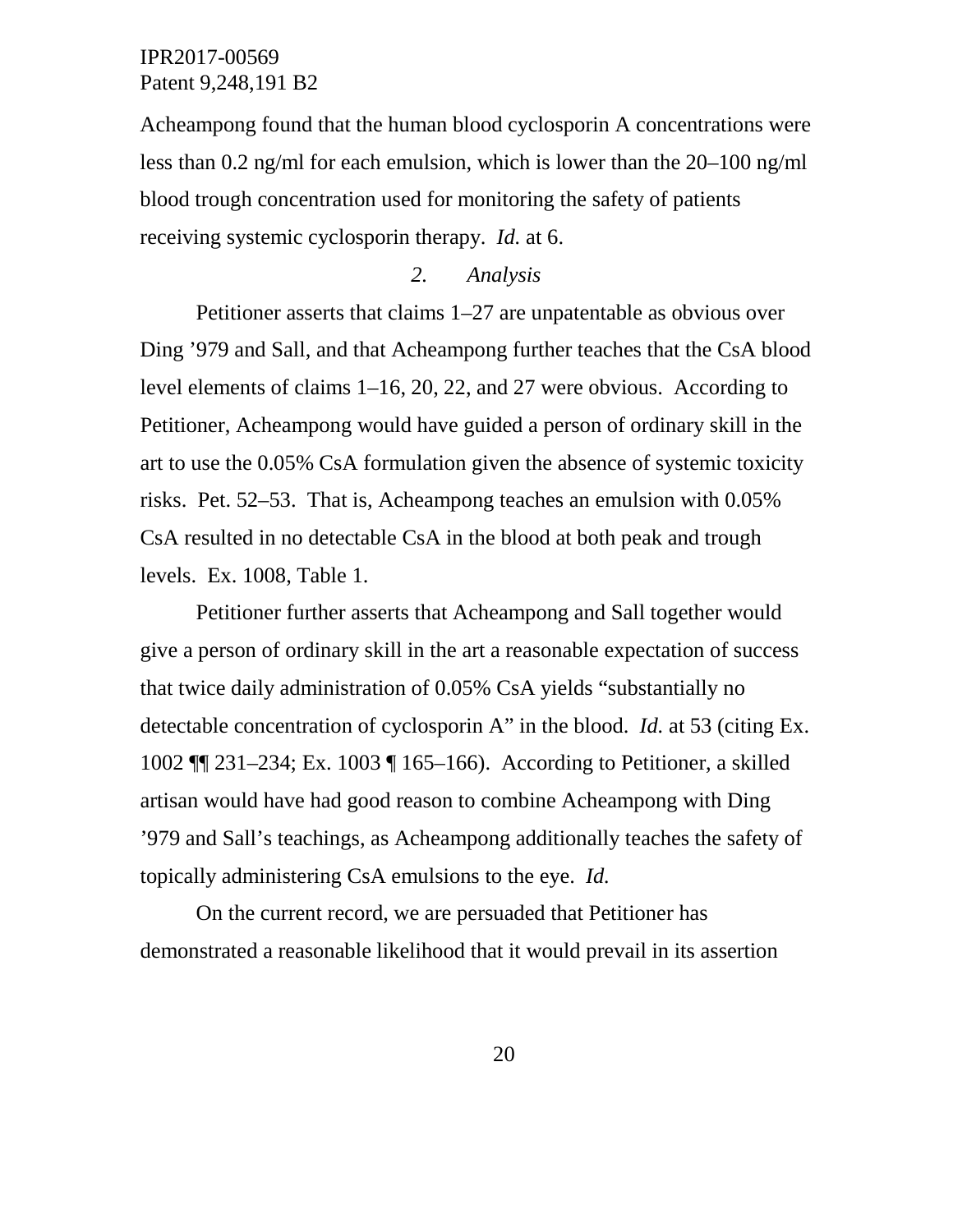Acheampong found that the human blood cyclosporin A concentrations were less than 0.2 ng/ml for each emulsion, which is lower than the 20–100 ng/ml blood trough concentration used for monitoring the safety of patients receiving systemic cyclosporin therapy. *Id.* at 6.

### *2. Analysis*

Petitioner asserts that claims 1–27 are unpatentable as obvious over Ding ’979 and Sall, and that Acheampong further teaches that the CsA blood level elements of claims 1–16, 20, 22, and 27 were obvious. According to Petitioner, Acheampong would have guided a person of ordinary skill in the art to use the 0.05% CsA formulation given the absence of systemic toxicity risks. Pet. 52–53. That is, Acheampong teaches an emulsion with 0.05% CsA resulted in no detectable CsA in the blood at both peak and trough levels. Ex. 1008, Table 1.

Petitioner further asserts that Acheampong and Sall together would give a person of ordinary skill in the art a reasonable expectation of success that twice daily administration of 0.05% CsA yields “substantially no detectable concentration of cyclosporin A” in the blood. *Id.* at 53 (citing Ex. 1002 ¶¶ 231–234; Ex. 1003 ¶ 165–166). According to Petitioner, a skilled artisan would have had good reason to combine Acheampong with Ding ’979 and Sall’s teachings, as Acheampong additionally teaches the safety of topically administering CsA emulsions to the eye. *Id.*

On the current record, we are persuaded that Petitioner has demonstrated a reasonable likelihood that it would prevail in its assertion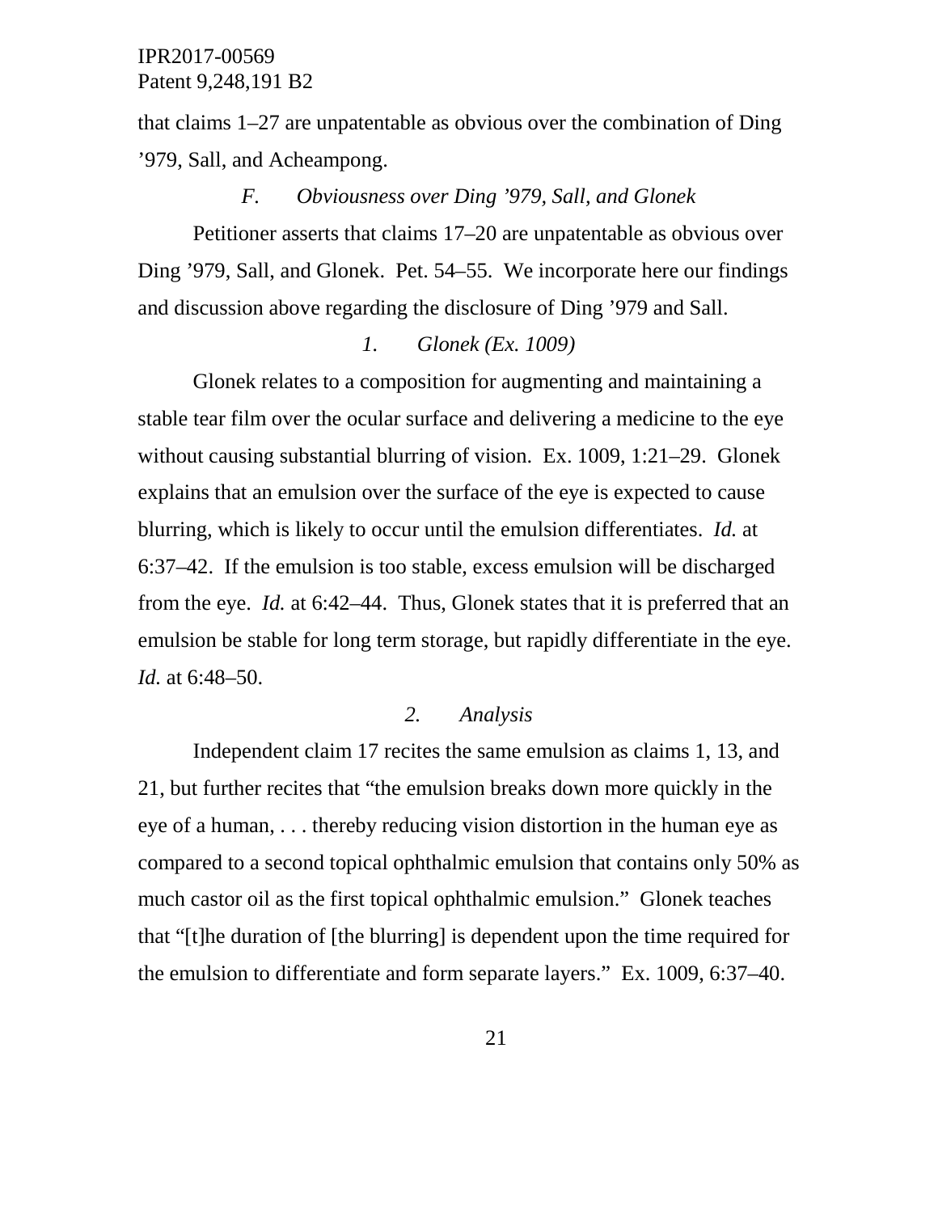that claims 1–27 are unpatentable as obvious over the combination of Ding ’979, Sall, and Acheampong.

### *F. Obviousness over Ding ’979, Sall, and Glonek*

Petitioner asserts that claims 17–20 are unpatentable as obvious over Ding ’979, Sall, and Glonek. Pet. 54–55. We incorporate here our findings and discussion above regarding the disclosure of Ding ’979 and Sall.

#### *1. Glonek (Ex. 1009)*

Glonek relates to a composition for augmenting and maintaining a stable tear film over the ocular surface and delivering a medicine to the eye without causing substantial blurring of vision. Ex. 1009, 1:21–29. Glonek explains that an emulsion over the surface of the eye is expected to cause blurring, which is likely to occur until the emulsion differentiates. *Id.* at 6:37–42. If the emulsion is too stable, excess emulsion will be discharged from the eye. *Id.* at 6:42–44. Thus, Glonek states that it is preferred that an emulsion be stable for long term storage, but rapidly differentiate in the eye. *Id.* at 6:48–50.

#### *2. Analysis*

Independent claim 17 recites the same emulsion as claims 1, 13, and 21, but further recites that “the emulsion breaks down more quickly in the eye of a human, . . . thereby reducing vision distortion in the human eye as compared to a second topical ophthalmic emulsion that contains only 50% as much castor oil as the first topical ophthalmic emulsion.” Glonek teaches that “[t]he duration of [the blurring] is dependent upon the time required for the emulsion to differentiate and form separate layers.” Ex. 1009, 6:37–40.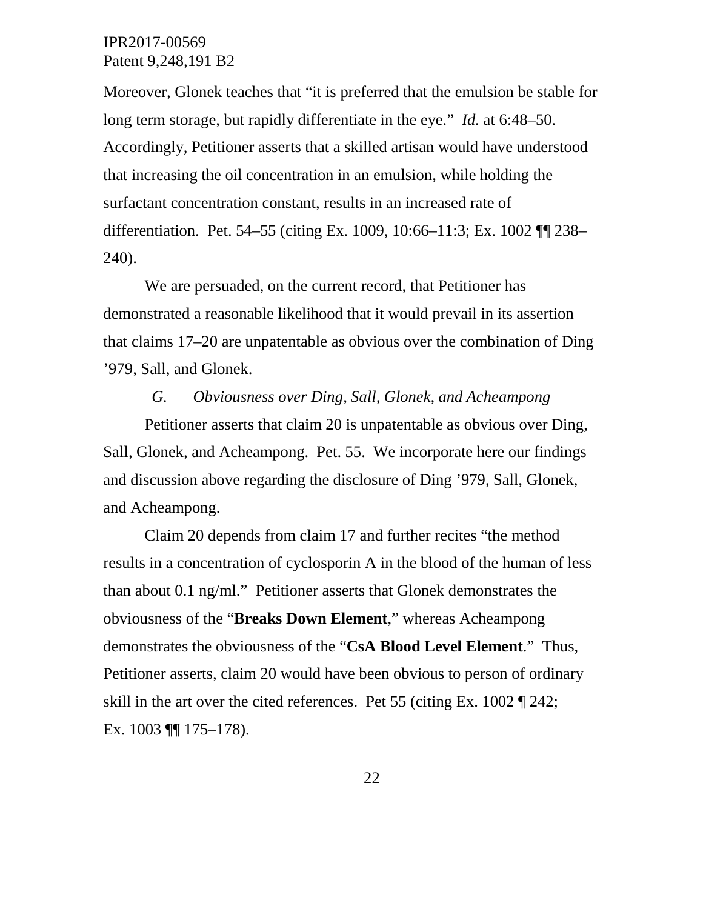Moreover, Glonek teaches that "it is preferred that the emulsion be stable for long term storage, but rapidly differentiate in the eye." *Id.* at 6:48–50. Accordingly, Petitioner asserts that a skilled artisan would have understood that increasing the oil concentration in an emulsion, while holding the surfactant concentration constant, results in an increased rate of differentiation. Pet. 54–55 (citing Ex. 1009, 10:66–11:3; Ex. 1002 ¶¶ 238–240).

We are persuaded, on the current record, that Petitioner has demonstrated a reasonable likelihood that it would prevail in its assertion that claims 17–20 are unpatentable as obvious over the combination of Ding '979, Sall, and Glonek.

### *G. Obviousness over Ding, Sall, Glonek, and Acheampong*

Petitioner asserts that claim 20 is unpatentable as obvious over Ding, Sall, Glonek, and Acheampong. Pet. 55. We incorporate here our findings and discussion above regarding the disclosure of Ding '979, Sall, Glonek, and Acheampong.

Claim 20 depends from claim 17 and further recites "the method results in a concentration of cyclosporin A in the blood of the human of less than about 0.1 ng/ml." Petitioner asserts that Glonek demonstrates the obviousness of the "**Breaks Down Element**," whereas Acheampong demonstrates the obviousness of the "**CsA Blood Level Element**." Thus, Petitioner asserts, claim 20 would have been obvious to person of ordinary skill in the art over the cited references. Pet 55 (citing Ex. 1002 ¶ 242; Ex. 1003 ¶¶ 175–178).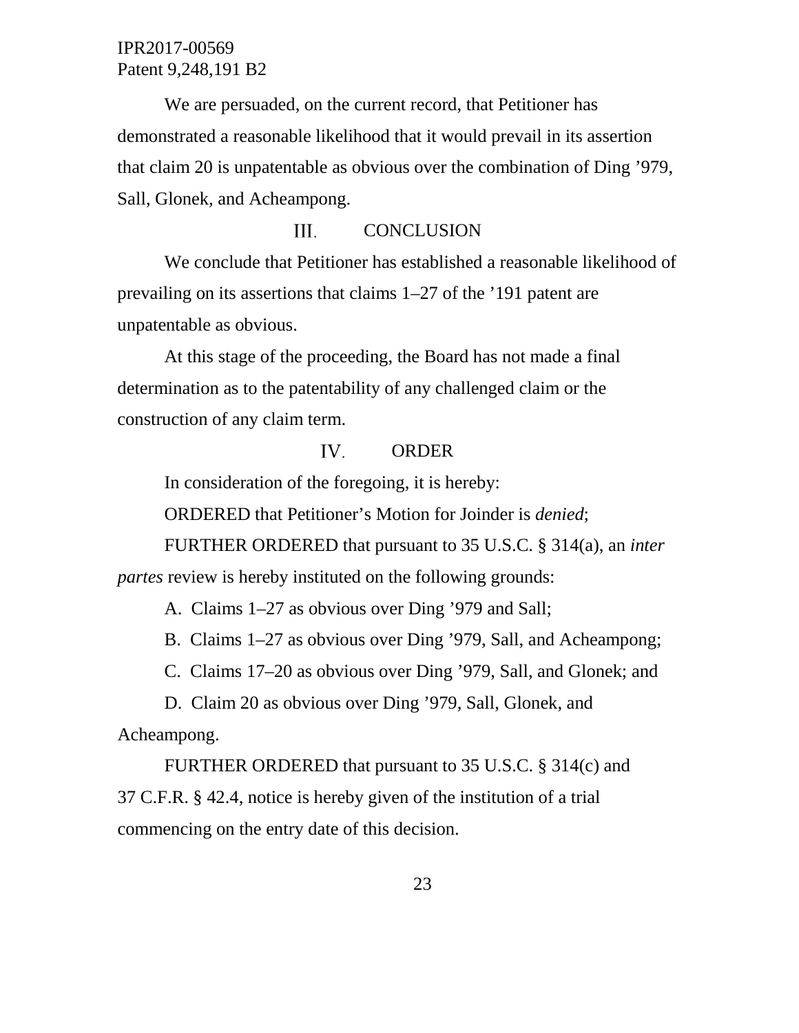We are persuaded, on the current record, that Petitioner has demonstrated a reasonable likelihood that it would prevail in its assertion that claim 20 is unpatentable as obvious over the combination of Ding ’979, Sall, Glonek, and Acheampong.

## III. CONCLUSION

We conclude that Petitioner has established a reasonable likelihood of prevailing on its assertions that claims 1–27 of the ’191 patent are unpatentable as obvious.

At this stage of the proceeding, the Board has not made a final determination as to the patentability of any challenged claim or the construction of any claim term.

## IV. ORDER

In consideration of the foregoing, it is hereby:

ORDERED that Petitioner’s Motion for Joinder is *denied*;

FURTHER ORDERED that pursuant to 35 U.S.C. § 314(a), an *inter partes* review is hereby instituted on the following grounds:

A. Claims 1–27 as obvious over Ding ’979 and Sall;

B. Claims 1–27 as obvious over Ding ’979, Sall, and Acheampong;

C. Claims 17–20 as obvious over Ding ’979, Sall, and Glonek; and

D. Claim 20 as obvious over Ding ’979, Sall, Glonek, and Acheampong.

FURTHER ORDERED that pursuant to 35 U.S.C. § 314(c) and 37 C.F.R. § 42.4, notice is hereby given of the institution of a trial commencing on the entry date of this decision.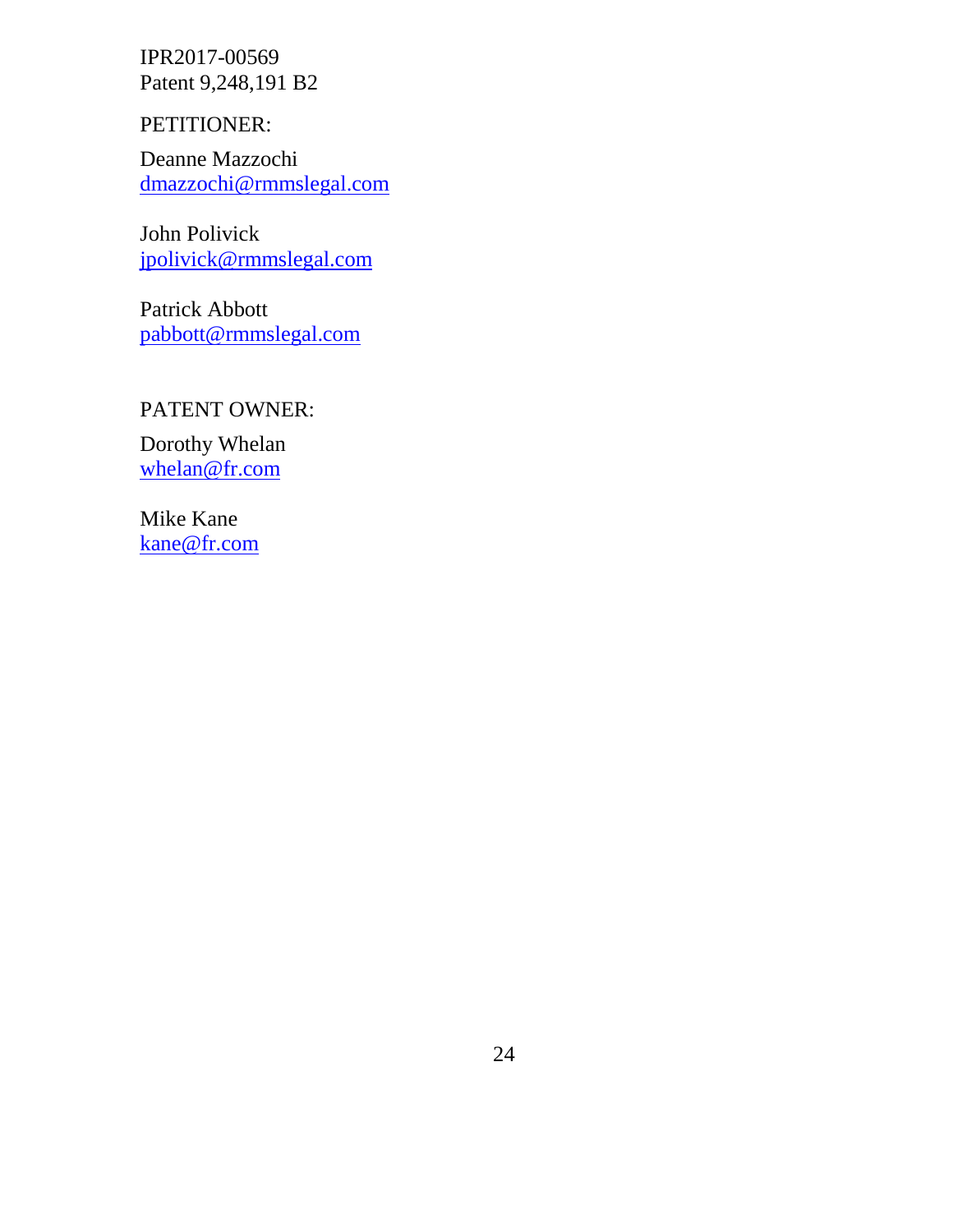PETITIONER:

Deanne Mazzochi
dmazzochi@rmmslegal.com

John Polivick
jpolivick@rmmslegal.com

Patrick Abbott
pabbott@rmmslegal.com

PATENT OWNER:

Dorothy Whelan
whelan@fr.com

Mike Kane
kane@fr.com